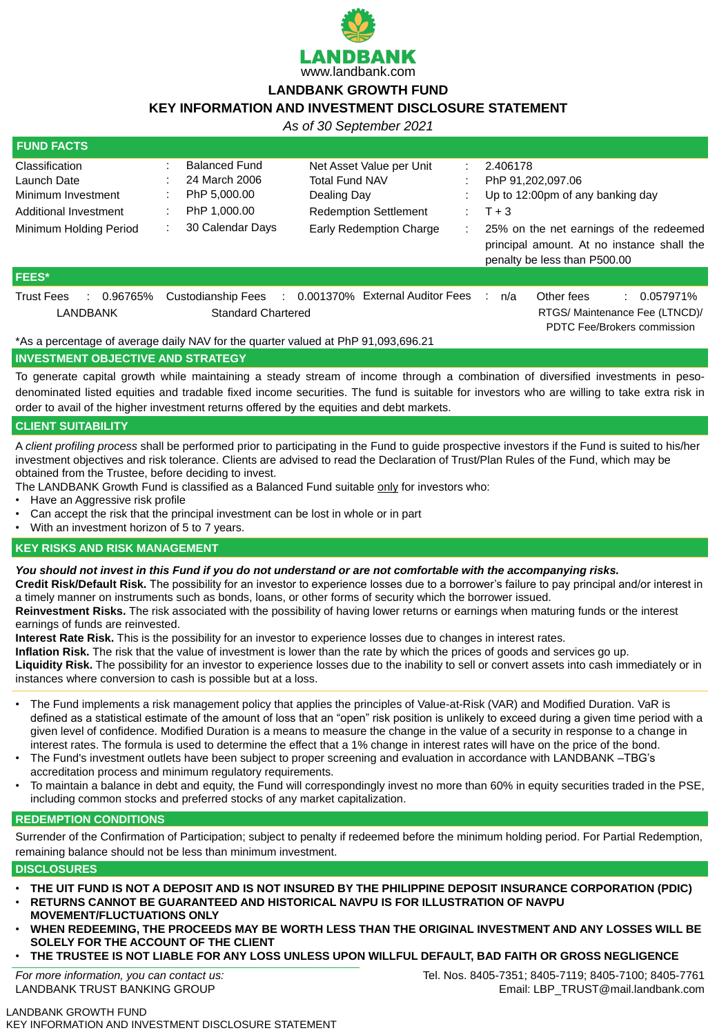LANDBANK

www.landbank.com

# LANDBANK GROWTH FUND

## KEY INFORMATION AND INVESTMENT DISCLOSURE STATEMENT

*As of 30 September 2021*

## FUND FACTS

| | | | |
|---|---|---|---|
| Classification | : Balanced Fund | Net Asset Value per Unit | : 2.406178 |
| Launch Date | : 24 March 2006 | Total Fund NAV | : PhP 91,202,097.06 |
| Minimum Investment | : PhP 5,000.00 | Dealing Day | : Up to 12:00pm of any banking day |
| Additional Investment | : PhP 1,000.00 | Redemption Settlement | : T + 3 |
| Minimum Holding Period | : 30 Calendar Days | Early Redemption Charge | : 25% on the net earnings of the redeemed principal amount. At no instance shall the penalty be less than P500.00 |

## FEES*

| Trust Fees | Custodianship Fees | External Auditor Fees | Other fees |
|---|---|---|---|
| : 0.96765% | : 0.001370% | : n/a | : 0.057971% |
| LANDBANK | Standard Chartered | | RTGS/ Maintenance Fee (LTNCD)/ PDTC Fee/Brokers commission |

*As a percentage of average daily NAV for the quarter valued at PhP 91,093,696.21

## INVESTMENT OBJECTIVE AND STRATEGY

To generate capital growth while maintaining a steady stream of income through a combination of diversified investments in peso-denominated listed equities and tradable fixed income securities. The fund is suitable for investors who are willing to take extra risk in order to avail of the higher investment returns offered by the equities and debt markets.

## CLIENT SUITABILITY

A *client profiling process* shall be performed prior to participating in the Fund to guide prospective investors if the Fund is suited to his/her investment objectives and risk tolerance. Clients are advised to read the Declaration of Trust/Plan Rules of the Fund, which may be obtained from the Trustee, before deciding to invest.

The LANDBANK Growth Fund is classified as a Balanced Fund suitable only for investors who:

- Have an Aggressive risk profile
- Can accept the risk that the principal investment can be lost in whole or in part
- With an investment horizon of 5 to 7 years.

## KEY RISKS AND RISK MANAGEMENT

***You should not invest in this Fund if you do not understand or are not comfortable with the accompanying risks.***

**Credit Risk/Default Risk.** The possibility for an investor to experience losses due to a borrower's failure to pay principal and/or interest in a timely manner on instruments such as bonds, loans, or other forms of security which the borrower issued.

**Reinvestment Risks.** The risk associated with the possibility of having lower returns or earnings when maturing funds or the interest earnings of funds are reinvested.

**Interest Rate Risk.** This is the possibility for an investor to experience losses due to changes in interest rates.

**Inflation Risk.** The risk that the value of investment is lower than the rate by which the prices of goods and services go up.

**Liquidity Risk.** The possibility for an investor to experience losses due to the inability to sell or convert assets into cash immediately or in instances where conversion to cash is possible but at a loss.

- The Fund implements a risk management policy that applies the principles of Value-at-Risk (VAR) and Modified Duration. VaR is defined as a statistical estimate of the amount of loss that an "open" risk position is unlikely to exceed during a given time period with a given level of confidence. Modified Duration is a means to measure the change in the value of a security in response to a change in interest rates. The formula is used to determine the effect that a 1% change in interest rates will have on the price of the bond.
- The Fund's investment outlets have been subject to proper screening and evaluation in accordance with LANDBANK –TBG's accreditation process and minimum regulatory requirements.
- To maintain a balance in debt and equity, the Fund will correspondingly invest no more than 60% in equity securities traded in the PSE, including common stocks and preferred stocks of any market capitalization.

## REDEMPTION CONDITIONS

Surrender of the Confirmation of Participation; subject to penalty if redeemed before the minimum holding period. For Partial Redemption, remaining balance should not be less than minimum investment.

## DISCLOSURES

- **THE UIT FUND IS NOT A DEPOSIT AND IS NOT INSURED BY THE PHILIPPINE DEPOSIT INSURANCE CORPORATION (PDIC)**
- **RETURNS CANNOT BE GUARANTEED AND HISTORICAL NAVPU IS FOR ILLUSTRATION OF NAVPU MOVEMENT/FLUCTUATIONS ONLY**
- **WHEN REDEEMING, THE PROCEEDS MAY BE WORTH LESS THAN THE ORIGINAL INVESTMENT AND ANY LOSSES WILL BE SOLELY FOR THE ACCOUNT OF THE CLIENT**
- **THE TRUSTEE IS NOT LIABLE FOR ANY LOSS UNLESS UPON WILLFUL DEFAULT, BAD FAITH OR GROSS NEGLIGENCE**

*For more information, you can contact us:*

LANDBANK TRUST BANKING GROUP

Tel. Nos. 8405-7351; 8405-7119; 8405-7100; 8405-7761

Email: LBP_TRUST@mail.landbank.com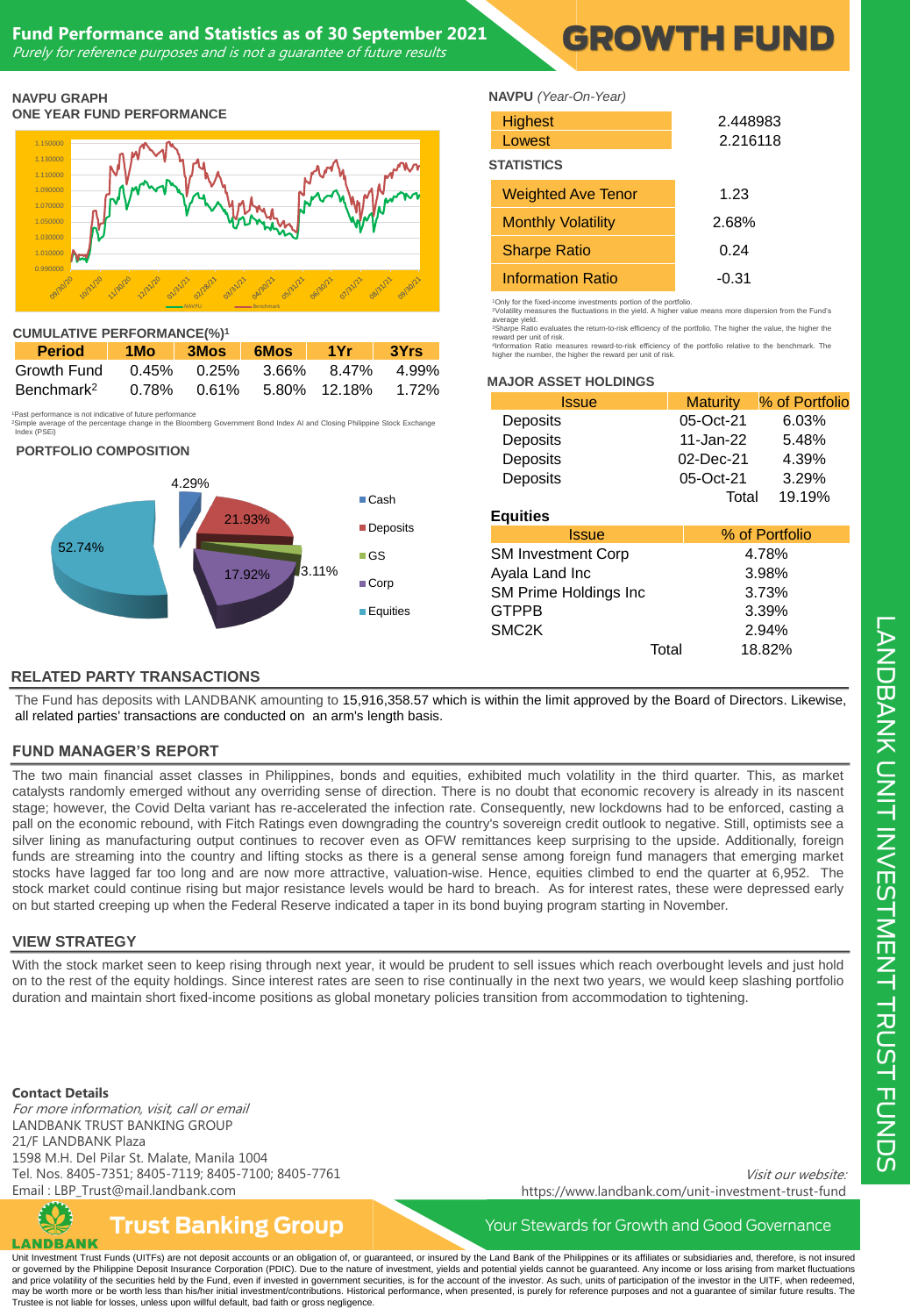# Fund Performance and Statistics as of 30 September 2021

*Purely for reference purposes and is not a guarantee of future results*

# GROWTH FUND

## NAVPU GRAPH
## ONE YEAR FUND PERFORMANCE

1.150000
1.130000
1.110000
1.090000
1.070000
1.050000
1.030000
1.010000
0.990000

09/30/20 10/31/20 11/30/20 12/31/20 01/31/21 02/28/21 03/31/21 04/30/21 05/31/21 06/30/21 07/31/21 08/31/21 09/30/21

NAVPU Benchmark

## NAVPU *(Year-On-Year)*

| | |
|---|---|
| Highest | 2.448983 |
| Lowest | 2.216118 |

## STATISTICS

| | |
|---|---|
| Weighted Ave Tenor | 1.23 |
| Monthly Volatility | 2.68% |
| Sharpe Ratio | 0.24 |
| Information Ratio | -0.31 |

[1]Only for the fixed-income investments portion of the portfolio.
[2]Volatility measures the fluctuations in the yield. A higher value means more dispersion from the Fund's average yield.
[3]Sharpe Ratio evaluates the return-to-risk efficiency of the portfolio. The higher the value, the higher the reward per unit of risk.
[4]Information Ratio measures reward-to-risk efficiency of the portfolio relative to the benchmark. The higher the number, the higher the reward per unit of risk.

## CUMULATIVE PERFORMANCE(%)[1]

| Period | 1Mo | 3Mos | 6Mos | 1Yr | 3Yrs |
|---|---|---|---|---|---|
| Growth Fund | 0.45% | 0.25% | 3.66% | 8.47% | 4.99% |
| Benchmark[2] | 0.78% | 0.61% | 5.80% | 12.18% | 1.72% |

[1]Past performance is not indicative of future performance
[2]Simple average of the percentage change in the Bloomberg Government Bond Index AI and Closing Philippine Stock Exchange Index (PSEi)

## PORTFOLIO COMPOSITION

4.29%
21.93%
52.74%
3.11%
17.92%

Cash
Deposits
GS
Corp
Equities

## MAJOR ASSET HOLDINGS

| Issue | Maturity | % of Portfolio |
|---|---|---|
| Deposits | 05-Oct-21 | 6.03% |
| Deposits | 11-Jan-22 | 5.48% |
| Deposits | 02-Dec-21 | 4.39% |
| Deposits | 05-Oct-21 | 3.29% |
| | Total | 19.19% |

**Equities**

| Issue | % of Portfolio |
|---|---|
| SM Investment Corp | 4.78% |
| Ayala Land Inc | 3.98% |
| SM Prime Holdings Inc | 3.73% |
| GTPPB | 3.39% |
| SMC2K | 2.94% |
| Total | 18.82% |

## RELATED PARTY TRANSACTIONS

The Fund has deposits with LANDBANK amounting to 15,916,358.57 which is within the limit approved by the Board of Directors. Likewise, all related parties' transactions are conducted on an arm's length basis.

## FUND MANAGER'S REPORT

The two main financial asset classes in Philippines, bonds and equities, exhibited much volatility in the third quarter. This, as market catalysts randomly emerged without any overriding sense of direction. There is no doubt that economic recovery is already in its nascent stage; however, the Covid Delta variant has re-accelerated the infection rate. Consequently, new lockdowns had to be enforced, casting a pall on the economic rebound, with Fitch Ratings even downgrading the country's sovereign credit outlook to negative. Still, optimists see a silver lining as manufacturing output continues to recover even as OFW remittances keep surprising to the upside. Additionally, foreign funds are streaming into the country and lifting stocks as there is a general sense among foreign fund managers that emerging market stocks have lagged far too long and are now more attractive, valuation-wise. Hence, equities climbed to end the quarter at 6,952. The stock market could continue rising but major resistance levels would be hard to breach. As for interest rates, these were depressed early on but started creeping up when the Federal Reserve indicated a taper in its bond buying program starting in November.

## VIEW STRATEGY

With the stock market seen to keep rising through next year, it would be prudent to sell issues which reach overbought levels and just hold on to the rest of the equity holdings. Since interest rates are seen to rise continually in the next two years, we would keep slashing portfolio duration and maintain short fixed-income positions as global monetary policies transition from accommodation to tightening.

**Contact Details**
*For more information, visit, call or email*
LANDBANK TRUST BANKING GROUP
21/F LANDBANK Plaza
1598 M.H. Del Pilar St. Malate, Manila 1004
Tel. Nos. 8405-7351; 8405-7119; 8405-7100; 8405-7761
Email : LBP_Trust@mail.landbank.com

*Visit our website:*
https://www.landbank.com/unit-investment-trust-fund

LANDBANK **Trust Banking Group** Your Stewards for Growth and Good Governance

LANDBANK UNIT INVESTMENT TRUST FUNDS

Unit Investment Trust Funds (UITFs) are not deposit accounts or an obligation of, or guaranteed, or insured by the Land Bank of the Philippines or its affiliates or subsidiaries and, therefore, is not insured or governed by the Philippine Deposit Insurance Corporation (PDIC). Due to the nature of investment, yields and potential yields cannot be guaranteed. Any income or loss arising from market fluctuations and price volatility of the securities held by the Fund, even if invested in government securities, is for the account of the investor. As such, units of participation of the investor in the UITF, when redeemed, may be worth more or be worth less than his/her initial investment/contributions. Historical performance, when presented, is purely for reference purposes and not a guarantee of similar future results. The Trustee is not liable for losses, unless upon willful default, bad faith or gross negligence.